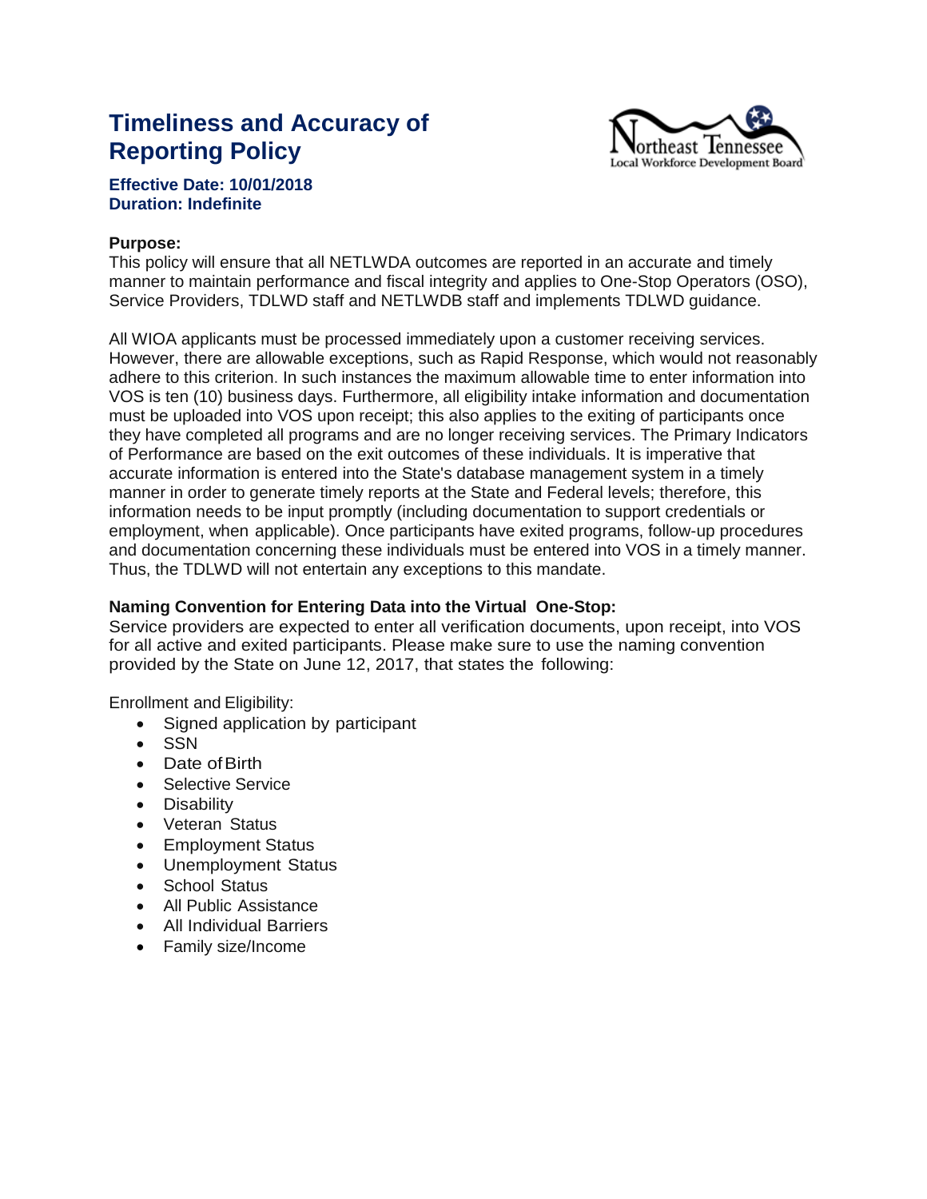# Timeliness and Accuracy of Reporting Policy

**Effective Date: 10/01/2018**
**Duration: Indefinite**

**Purpose:**
This policy will ensure that all NETLWDA outcomes are reported in an accurate and timely manner to maintain performance and fiscal integrity and applies to One-Stop Operators (OSO), Service Providers, TDLWD staff and NETLWDB staff and implements TDLWD guidance.

All WIOA applicants must be processed immediately upon a customer receiving services. However, there are allowable exceptions, such as Rapid Response, which would not reasonably adhere to this criterion. In such instances the maximum allowable time to enter information into VOS is ten (10) business days. Furthermore, all eligibility intake information and documentation must be uploaded into VOS upon receipt; this also applies to the exiting of participants once they have completed all programs and are no longer receiving services. The Primary Indicators of Performance are based on the exit outcomes of these individuals. It is imperative that accurate information is entered into the State's database management system in a timely manner in order to generate timely reports at the State and Federal levels; therefore, this information needs to be input promptly (including documentation to support credentials or employment, when applicable). Once participants have exited programs, follow-up procedures and documentation concerning these individuals must be entered into VOS in a timely manner. Thus, the TDLWD will not entertain any exceptions to this mandate.

**Naming Convention for Entering Data into the Virtual One-Stop:**
Service providers are expected to enter all verification documents, upon receipt, into VOS for all active and exited participants. Please make sure to use the naming convention provided by the State on June 12, 2017, that states the following:

Enrollment and Eligibility:

- Signed application by participant
- SSN
- Date of Birth
- Selective Service
- Disability
- Veteran Status
- Employment Status
- Unemployment Status
- School Status
- All Public Assistance
- All Individual Barriers
- Family size/Income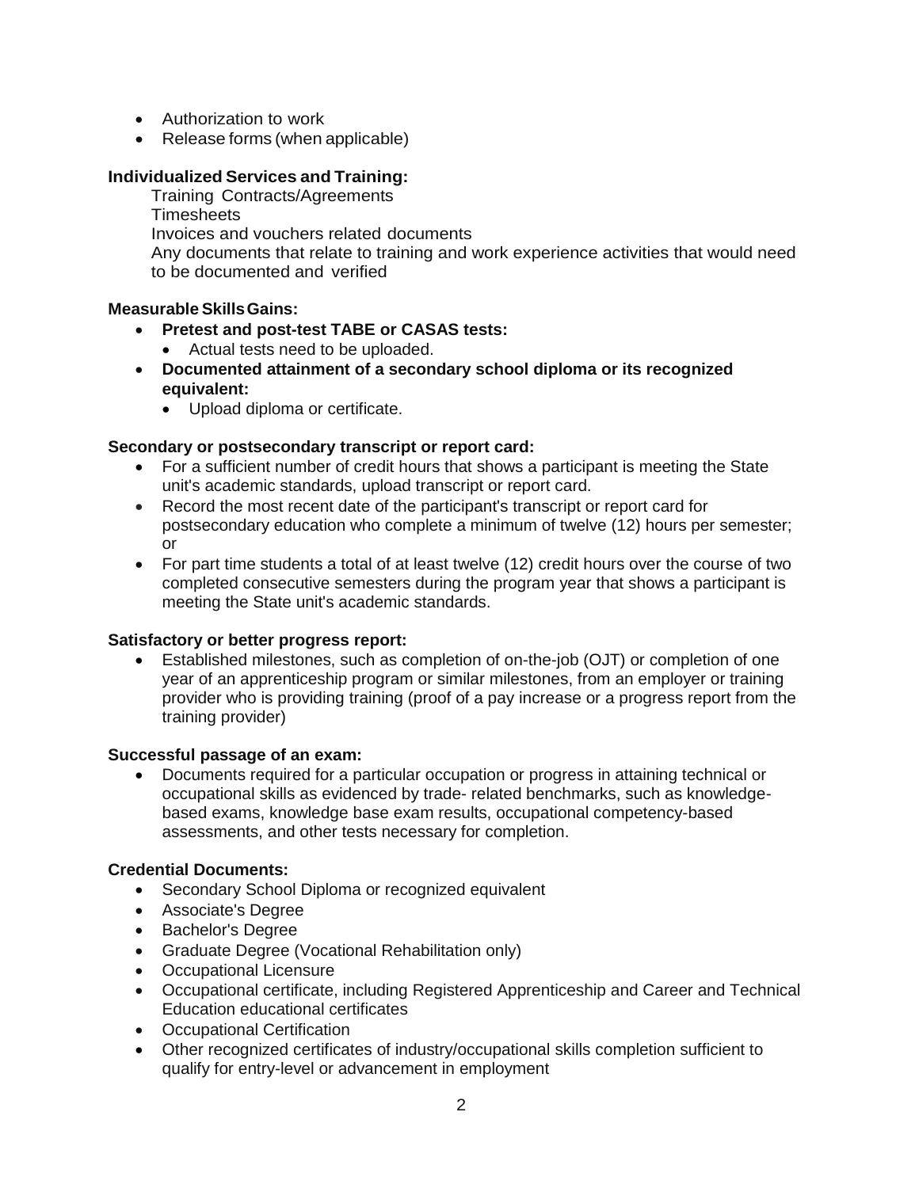- Authorization to work
- Release forms (when applicable)

**Individualized Services and Training:**

Training Contracts/Agreements
Timesheets
Invoices and vouchers related documents
Any documents that relate to training and work experience activities that would need to be documented and verified

**Measurable Skills Gains:**

- **Pretest and post-test TABE or CASAS tests:**
  - Actual tests need to be uploaded.
- **Documented attainment of a secondary school diploma or its recognized equivalent:**
  - Upload diploma or certificate.

**Secondary or postsecondary transcript or report card:**

- For a sufficient number of credit hours that shows a participant is meeting the State unit's academic standards, upload transcript or report card.
- Record the most recent date of the participant's transcript or report card for postsecondary education who complete a minimum of twelve (12) hours per semester; or
- For part time students a total of at least twelve (12) credit hours over the course of two completed consecutive semesters during the program year that shows a participant is meeting the State unit's academic standards.

**Satisfactory or better progress report:**

- Established milestones, such as completion of on-the-job (OJT) or completion of one year of an apprenticeship program or similar milestones, from an employer or training provider who is providing training (proof of a pay increase or a progress report from the training provider)

**Successful passage of an exam:**

- Documents required for a particular occupation or progress in attaining technical or occupational skills as evidenced by trade- related benchmarks, such as knowledge-based exams, knowledge base exam results, occupational competency-based assessments, and other tests necessary for completion.

**Credential Documents:**

- Secondary School Diploma or recognized equivalent
- Associate's Degree
- Bachelor's Degree
- Graduate Degree (Vocational Rehabilitation only)
- Occupational Licensure
- Occupational certificate, including Registered Apprenticeship and Career and Technical Education educational certificates
- Occupational Certification
- Other recognized certificates of industry/occupational skills completion sufficient to qualify for entry-level or advancement in employment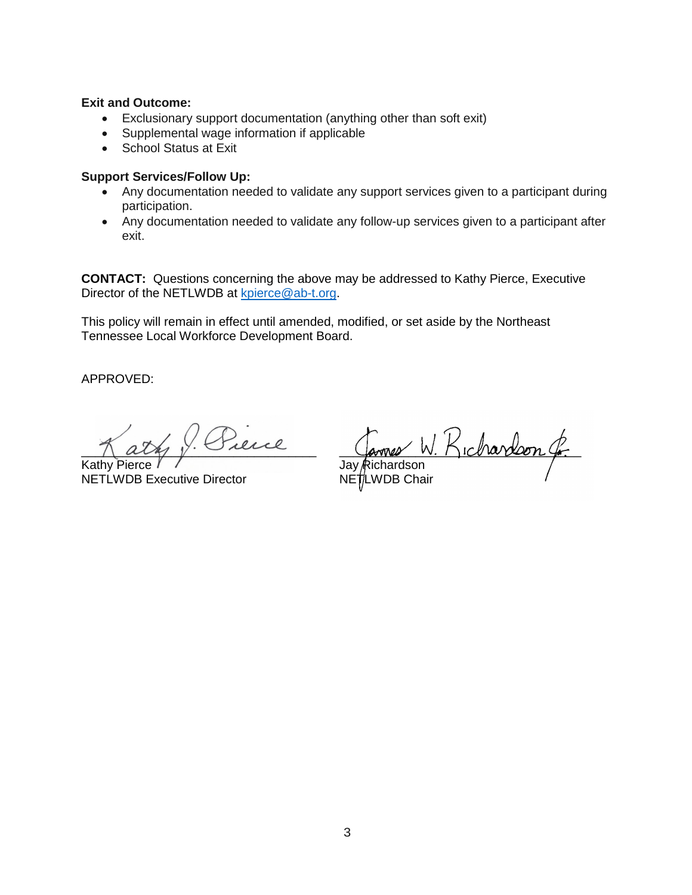**Exit and Outcome:**

- Exclusionary support documentation (anything other than soft exit)
- Supplemental wage information if applicable
- School Status at Exit

**Support Services/Follow Up:**

- Any documentation needed to validate any support services given to a participant during participation.
- Any documentation needed to validate any follow-up services given to a participant after exit.

**CONTACT:** Questions concerning the above may be addressed to Kathy Pierce, Executive Director of the NETLWDB at kpierce@ab-t.org.

This policy will remain in effect until amended, modified, or set aside by the Northeast Tennessee Local Workforce Development Board.

APPROVED:

Kathy Pierce
NETLWDB Executive Director

Jay Richardson
NETLWDB Chair